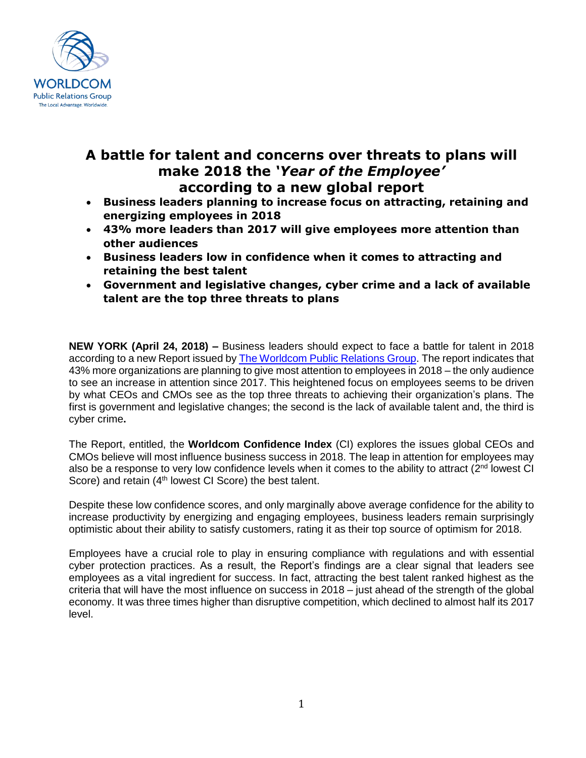WORLDCOM
Public Relations Group
The Local Advantage. Worldwide.

# A battle for talent and concerns over threats to plans will make 2018 the '*Year of the Employee*' according to a new global report

- **Business leaders planning to increase focus on attracting, retaining and energizing employees in 2018**
- **43% more leaders than 2017 will give employees more attention than other audiences**
- **Business leaders low in confidence when it comes to attracting and retaining the best talent**
- **Government and legislative changes, cyber crime and a lack of available talent are the top three threats to plans**

**NEW YORK (April 24, 2018) –** Business leaders should expect to face a battle for talent in 2018 according to a new Report issued by [The Worldcom Public Relations Group](). The report indicates that 43% more organizations are planning to give most attention to employees in 2018 – the only audience to see an increase in attention since 2017. This heightened focus on employees seems to be driven by what CEOs and CMOs see as the top three threats to achieving their organization's plans. The first is government and legislative changes; the second is the lack of available talent and, the third is cyber crime**.**

The Report, entitled, the **Worldcom Confidence Index** (CI) explores the issues global CEOs and CMOs believe will most influence business success in 2018. The leap in attention for employees may also be a response to very low confidence levels when it comes to the ability to attract (2nd lowest CI Score) and retain (4th lowest CI Score) the best talent.

Despite these low confidence scores, and only marginally above average confidence for the ability to increase productivity by energizing and engaging employees, business leaders remain surprisingly optimistic about their ability to satisfy customers, rating it as their top source of optimism for 2018.

Employees have a crucial role to play in ensuring compliance with regulations and with essential cyber protection practices. As a result, the Report's findings are a clear signal that leaders see employees as a vital ingredient for success. In fact, attracting the best talent ranked highest as the criteria that will have the most influence on success in 2018 – just ahead of the strength of the global economy. It was three times higher than disruptive competition, which declined to almost half its 2017 level.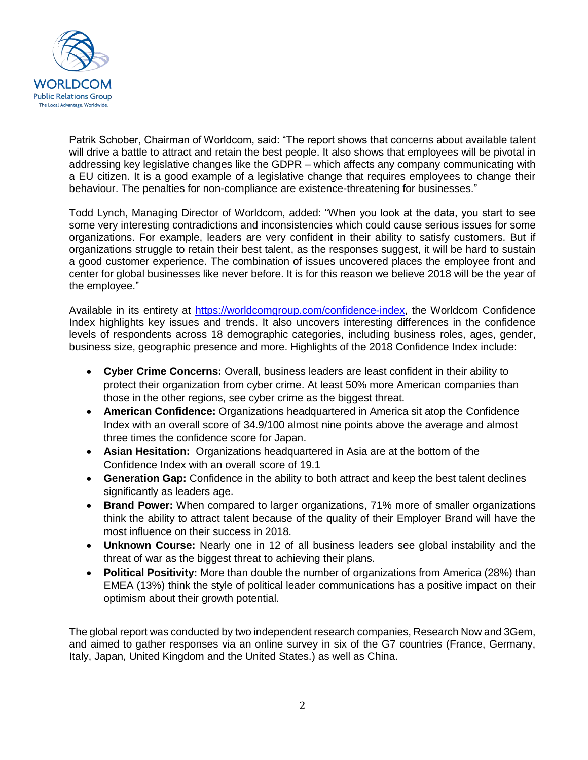Patrik Schober, Chairman of Worldcom, said: “The report shows that concerns about available talent will drive a battle to attract and retain the best people. It also shows that employees will be pivotal in addressing key legislative changes like the GDPR – which affects any company communicating with a EU citizen. It is a good example of a legislative change that requires employees to change their behaviour. The penalties for non-compliance are existence-threatening for businesses.”

Todd Lynch, Managing Director of Worldcom, added: “When you look at the data, you start to see some very interesting contradictions and inconsistencies which could cause serious issues for some organizations. For example, leaders are very confident in their ability to satisfy customers. But if organizations struggle to retain their best talent, as the responses suggest, it will be hard to sustain a good customer experience. The combination of issues uncovered places the employee front and center for global businesses like never before. It is for this reason we believe 2018 will be the year of the employee.”

Available in its entirety at [https://worldcomgroup.com/confidence-index](https://worldcomgroup.com/confidence-index), the Worldcom Confidence Index highlights key issues and trends. It also uncovers interesting differences in the confidence levels of respondents across 18 demographic categories, including business roles, ages, gender, business size, geographic presence and more. Highlights of the 2018 Confidence Index include:

- **Cyber Crime Concerns:** Overall, business leaders are least confident in their ability to protect their organization from cyber crime. At least 50% more American companies than those in the other regions, see cyber crime as the biggest threat.
- **American Confidence:** Organizations headquartered in America sit atop the Confidence Index with an overall score of 34.9/100 almost nine points above the average and almost three times the confidence score for Japan.
- **Asian Hesitation:** Organizations headquartered in Asia are at the bottom of the Confidence Index with an overall score of 19.1
- **Generation Gap:** Confidence in the ability to both attract and keep the best talent declines significantly as leaders age.
- **Brand Power:** When compared to larger organizations, 71% more of smaller organizations think the ability to attract talent because of the quality of their Employer Brand will have the most influence on their success in 2018.
- **Unknown Course:** Nearly one in 12 of all business leaders see global instability and the threat of war as the biggest threat to achieving their plans.
- **Political Positivity:** More than double the number of organizations from America (28%) than EMEA (13%) think the style of political leader communications has a positive impact on their optimism about their growth potential.

The global report was conducted by two independent research companies, Research Now and 3Gem, and aimed to gather responses via an online survey in six of the G7 countries (France, Germany, Italy, Japan, United Kingdom and the United States.) as well as China.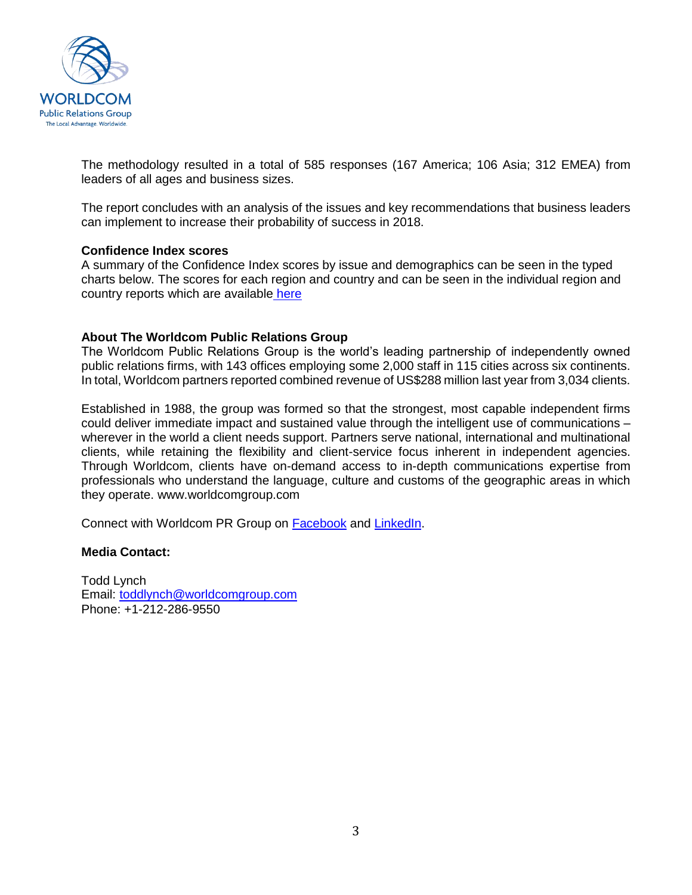The methodology resulted in a total of 585 responses (167 America; 106 Asia; 312 EMEA) from leaders of all ages and business sizes.

The report concludes with an analysis of the issues and key recommendations that business leaders can implement to increase their probability of success in 2018.

**Confidence Index scores**

A summary of the Confidence Index scores by issue and demographics can be seen in the typed charts below. The scores for each region and country and can be seen in the individual region and country reports which are available here

**About The Worldcom Public Relations Group**

The Worldcom Public Relations Group is the world's leading partnership of independently owned public relations firms, with 143 offices employing some 2,000 staff in 115 cities across six continents. In total, Worldcom partners reported combined revenue of US$288 million last year from 3,034 clients.

Established in 1988, the group was formed so that the strongest, most capable independent firms could deliver immediate impact and sustained value through the intelligent use of communications – wherever in the world a client needs support. Partners serve national, international and multinational clients, while retaining the flexibility and client-service focus inherent in independent agencies. Through Worldcom, clients have on-demand access to in-depth communications expertise from professionals who understand the language, culture and customs of the geographic areas in which they operate. www.worldcomgroup.com

Connect with Worldcom PR Group on Facebook and LinkedIn.

**Media Contact:**

Todd Lynch
Email: toddlynch@worldcomgroup.com
Phone: +1-212-286-9550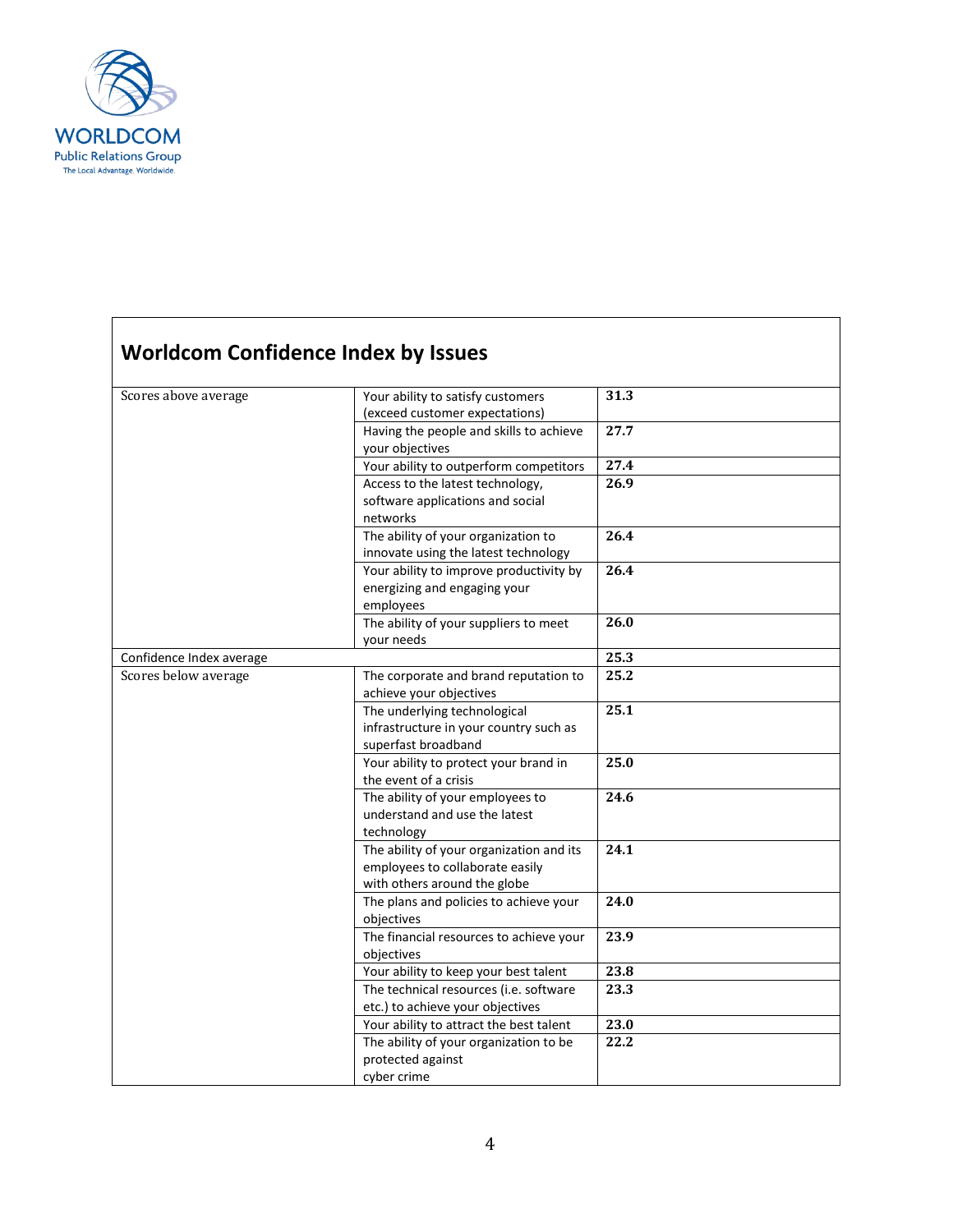## Worldcom Confidence Index by Issues

| | | |
|---|---|---|
| Scores above average | Your ability to satisfy customers (exceed customer expectations) | **31.3** |
| | Having the people and skills to achieve your objectives | **27.7** |
| | Your ability to outperform competitors | **27.4** |
| | Access to the latest technology, software applications and social networks | **26.9** |
| | The ability of your organization to innovate using the latest technology | **26.4** |
| | Your ability to improve productivity by energizing and engaging your employees | **26.4** |
| | The ability of your suppliers to meet your needs | **26.0** |
| Confidence Index average | | **25.3** |
| Scores below average | The corporate and brand reputation to achieve your objectives | **25.2** |
| | The underlying technological infrastructure in your country such as superfast broadband | **25.1** |
| | Your ability to protect your brand in the event of a crisis | **25.0** |
| | The ability of your employees to understand and use the latest technology | **24.6** |
| | The ability of your organization and its employees to collaborate easily with others around the globe | **24.1** |
| | The plans and policies to achieve your objectives | **24.0** |
| | The financial resources to achieve your objectives | **23.9** |
| | Your ability to keep your best talent | **23.8** |
| | The technical resources (i.e. software etc.) to achieve your objectives | **23.3** |
| | Your ability to attract the best talent | **23.0** |
| | The ability of your organization to be protected against cyber crime | **22.2** |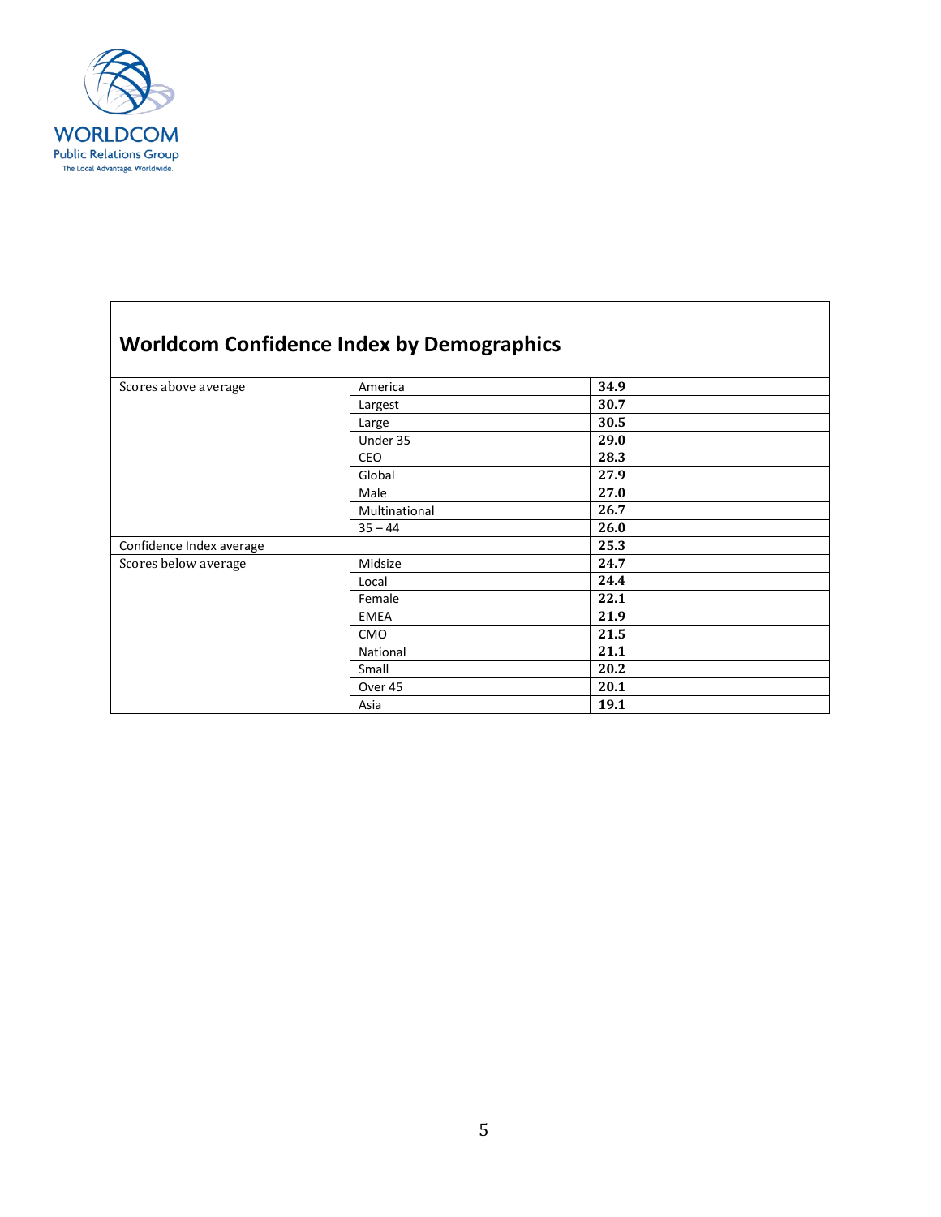WORLDCOM
Public Relations Group
The Local Advantage. Worldwide.

## Worldcom Confidence Index by Demographics

| | | |
|---|---|---|
| Scores above average | America | **34.9** |
| | Largest | **30.7** |
| | Large | **30.5** |
| | Under 35 | **29.0** |
| | CEO | **28.3** |
| | Global | **27.9** |
| | Male | **27.0** |
| | Multinational | **26.7** |
| | 35 – 44 | **26.0** |
| Confidence Index average | | **25.3** |
| Scores below average | Midsize | **24.7** |
| | Local | **24.4** |
| | Female | **22.1** |
| | EMEA | **21.9** |
| | CMO | **21.5** |
| | National | **21.1** |
| | Small | **20.2** |
| | Over 45 | **20.1** |
| | Asia | **19.1** |